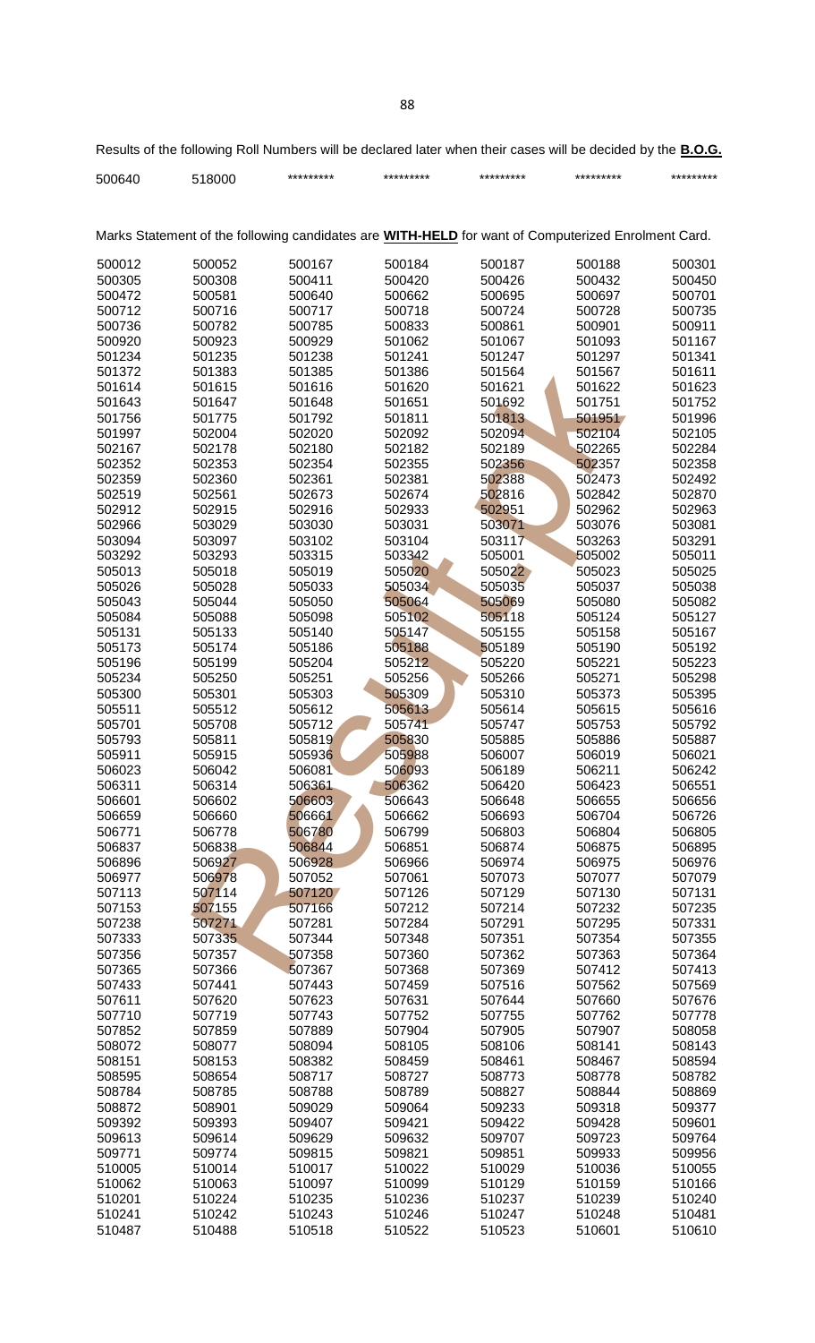Results of the following Roll Numbers will be declared later when their cases will be decided by the **B.O.G.**

| | | | | | | |
|---|---|---|---|---|---|---|
| 500640 | 518000 | ********* | ********* | ********* | ********* | ********* |

Marks Statement of the following candidates are **WITH-HELD** for want of Computerized Enrolment Card.

| | | | | | | |
|---|---|---|---|---|---|---|
| 500012 | 500052 | 500167 | 500184 | 500187 | 500188 | 500301 |
| 500305 | 500308 | 500411 | 500420 | 500426 | 500432 | 500450 |
| 500472 | 500581 | 500640 | 500662 | 500695 | 500697 | 500701 |
| 500712 | 500716 | 500717 | 500718 | 500724 | 500728 | 500735 |
| 500736 | 500782 | 500785 | 500833 | 500861 | 500901 | 500911 |
| 500920 | 500923 | 500929 | 501062 | 501067 | 501093 | 501167 |
| 501234 | 501235 | 501238 | 501241 | 501247 | 501297 | 501341 |
| 501372 | 501383 | 501385 | 501386 | 501564 | 501567 | 501611 |
| 501614 | 501615 | 501616 | 501620 | 501621 | 501622 | 501623 |
| 501643 | 501647 | 501648 | 501651 | 501692 | 501751 | 501752 |
| 501756 | 501775 | 501792 | 501811 | 501813 | 501951 | 501996 |
| 501997 | 502004 | 502020 | 502092 | 502094 | 502104 | 502105 |
| 502167 | 502178 | 502180 | 502182 | 502189 | 502265 | 502284 |
| 502352 | 502353 | 502354 | 502355 | 502356 | 502357 | 502358 |
| 502359 | 502360 | 502361 | 502381 | 502388 | 502473 | 502492 |
| 502519 | 502561 | 502673 | 502674 | 502816 | 502842 | 502870 |
| 502912 | 502915 | 502916 | 502933 | 502951 | 502962 | 502963 |
| 502966 | 503029 | 503030 | 503031 | 503071 | 503076 | 503081 |
| 503094 | 503097 | 503102 | 503104 | 503117 | 503263 | 503291 |
| 503292 | 503293 | 503315 | 503342 | 505001 | 505002 | 505011 |
| 505013 | 505018 | 505019 | 505020 | 505022 | 505023 | 505025 |
| 505026 | 505028 | 505033 | 505034 | 505035 | 505037 | 505038 |
| 505043 | 505044 | 505050 | 505064 | 505069 | 505080 | 505082 |
| 505084 | 505088 | 505098 | 505102 | 505118 | 505124 | 505127 |
| 505131 | 505133 | 505140 | 505147 | 505155 | 505158 | 505167 |
| 505173 | 505174 | 505186 | 505188 | 505189 | 505190 | 505192 |
| 505196 | 505199 | 505204 | 505212 | 505220 | 505221 | 505223 |
| 505234 | 505250 | 505251 | 505256 | 505266 | 505271 | 505298 |
| 505300 | 505301 | 505303 | 505309 | 505310 | 505373 | 505395 |
| 505511 | 505512 | 505612 | 505613 | 505614 | 505615 | 505616 |
| 505701 | 505708 | 505712 | 505741 | 505747 | 505753 | 505792 |
| 505793 | 505811 | 505819 | 505830 | 505885 | 505886 | 505887 |
| 505911 | 505915 | 505936 | 505988 | 506007 | 506019 | 506021 |
| 506023 | 506042 | 506081 | 506093 | 506189 | 506211 | 506242 |
| 506311 | 506314 | 506361 | 506362 | 506420 | 506423 | 506551 |
| 506601 | 506602 | 506603 | 506643 | 506648 | 506655 | 506656 |
| 506659 | 506660 | 506661 | 506662 | 506693 | 506704 | 506726 |
| 506771 | 506778 | 506780 | 506799 | 506803 | 506804 | 506805 |
| 506837 | 506838 | 506844 | 506851 | 506874 | 506875 | 506895 |
| 506896 | 506927 | 506928 | 506966 | 506974 | 506975 | 506976 |
| 506977 | 506978 | 507052 | 507061 | 507073 | 507077 | 507079 |
| 507113 | 507114 | 507120 | 507126 | 507129 | 507130 | 507131 |
| 507153 | 507155 | 507166 | 507212 | 507214 | 507232 | 507235 |
| 507238 | 507271 | 507281 | 507284 | 507291 | 507295 | 507331 |
| 507333 | 507335 | 507344 | 507348 | 507351 | 507354 | 507355 |
| 507356 | 507357 | 507358 | 507360 | 507362 | 507363 | 507364 |
| 507365 | 507366 | 507367 | 507368 | 507369 | 507412 | 507413 |
| 507433 | 507441 | 507443 | 507459 | 507516 | 507562 | 507569 |
| 507611 | 507620 | 507623 | 507631 | 507644 | 507660 | 507676 |
| 507710 | 507719 | 507743 | 507752 | 507755 | 507762 | 507778 |
| 507852 | 507859 | 507889 | 507904 | 507905 | 507907 | 508058 |
| 508072 | 508077 | 508094 | 508105 | 508106 | 508141 | 508143 |
| 508151 | 508153 | 508382 | 508459 | 508461 | 508467 | 508594 |
| 508595 | 508654 | 508717 | 508727 | 508773 | 508778 | 508782 |
| 508784 | 508785 | 508788 | 508789 | 508827 | 508844 | 508869 |
| 508872 | 508901 | 509029 | 509064 | 509233 | 509318 | 509377 |
| 509392 | 509393 | 509407 | 509421 | 509422 | 509428 | 509601 |
| 509613 | 509614 | 509629 | 509632 | 509707 | 509723 | 509764 |
| 509771 | 509774 | 509815 | 509821 | 509851 | 509933 | 509956 |
| 510005 | 510014 | 510017 | 510022 | 510029 | 510036 | 510055 |
| 510062 | 510063 | 510097 | 510099 | 510129 | 510159 | 510166 |
| 510201 | 510224 | 510235 | 510236 | 510237 | 510239 | 510240 |
| 510241 | 510242 | 510243 | 510246 | 510247 | 510248 | 510481 |
| 510487 | 510488 | 510518 | 510522 | 510523 | 510601 | 510610 |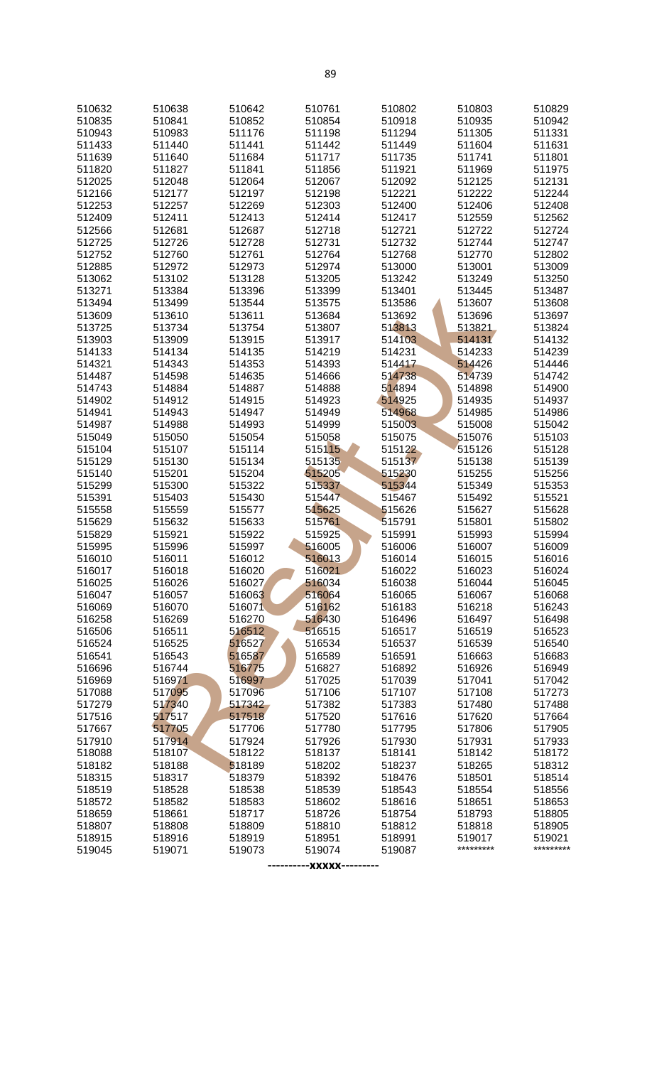| | | | | | | |
|---|---|---|---|---|---|---|
| 510632 | 510638 | 510642 | 510761 | 510802 | 510803 | 510829 |
| 510835 | 510841 | 510852 | 510854 | 510918 | 510935 | 510942 |
| 510943 | 510983 | 511176 | 511198 | 511294 | 511305 | 511331 |
| 511433 | 511440 | 511441 | 511442 | 511449 | 511604 | 511631 |
| 511639 | 511640 | 511684 | 511717 | 511735 | 511741 | 511801 |
| 511820 | 511827 | 511841 | 511856 | 511921 | 511969 | 511975 |
| 512025 | 512048 | 512064 | 512067 | 512092 | 512125 | 512131 |
| 512166 | 512177 | 512197 | 512198 | 512221 | 512222 | 512244 |
| 512253 | 512257 | 512269 | 512303 | 512400 | 512406 | 512408 |
| 512409 | 512411 | 512413 | 512414 | 512417 | 512559 | 512562 |
| 512566 | 512681 | 512687 | 512718 | 512721 | 512722 | 512724 |
| 512725 | 512726 | 512728 | 512731 | 512732 | 512744 | 512747 |
| 512752 | 512760 | 512761 | 512764 | 512768 | 512770 | 512802 |
| 512885 | 512972 | 512973 | 512974 | 513000 | 513001 | 513009 |
| 513062 | 513102 | 513128 | 513205 | 513242 | 513249 | 513250 |
| 513271 | 513384 | 513396 | 513399 | 513401 | 513445 | 513487 |
| 513494 | 513499 | 513544 | 513575 | 513586 | 513607 | 513608 |
| 513609 | 513610 | 513611 | 513684 | 513692 | 513696 | 513697 |
| 513725 | 513734 | 513754 | 513807 | 513813 | 513821 | 513824 |
| 513903 | 513909 | 513915 | 513917 | 514103 | 514131 | 514132 |
| 514133 | 514134 | 514135 | 514219 | 514231 | 514233 | 514239 |
| 514321 | 514343 | 514353 | 514393 | 514417 | 514426 | 514446 |
| 514487 | 514598 | 514635 | 514666 | 514738 | 514739 | 514742 |
| 514743 | 514884 | 514887 | 514888 | 514894 | 514898 | 514900 |
| 514902 | 514912 | 514915 | 514923 | 514925 | 514935 | 514937 |
| 514941 | 514943 | 514947 | 514949 | 514968 | 514985 | 514986 |
| 514987 | 514988 | 514993 | 514999 | 515003 | 515008 | 515042 |
| 515049 | 515050 | 515054 | 515058 | 515075 | 515076 | 515103 |
| 515104 | 515107 | 515114 | 515115 | 515122 | 515126 | 515128 |
| 515129 | 515130 | 515134 | 515135 | 515137 | 515138 | 515139 |
| 515140 | 515201 | 515204 | 515205 | 515230 | 515255 | 515256 |
| 515299 | 515300 | 515322 | 515337 | 515344 | 515349 | 515353 |
| 515391 | 515403 | 515430 | 515447 | 515467 | 515492 | 515521 |
| 515558 | 515559 | 515577 | 515625 | 515626 | 515627 | 515628 |
| 515629 | 515632 | 515633 | 515761 | 515791 | 515801 | 515802 |
| 515829 | 515921 | 515922 | 515925 | 515991 | 515993 | 515994 |
| 515995 | 515996 | 515997 | 516005 | 516006 | 516007 | 516009 |
| 516010 | 516011 | 516012 | 516013 | 516014 | 516015 | 516016 |
| 516017 | 516018 | 516020 | 516021 | 516022 | 516023 | 516024 |
| 516025 | 516026 | 516027 | 516034 | 516038 | 516044 | 516045 |
| 516047 | 516057 | 516063 | 516064 | 516065 | 516067 | 516068 |
| 516069 | 516070 | 516071 | 516162 | 516183 | 516218 | 516243 |
| 516258 | 516269 | 516270 | 516430 | 516496 | 516497 | 516498 |
| 516506 | 516511 | 516512 | 516515 | 516517 | 516519 | 516523 |
| 516524 | 516525 | 516527 | 516534 | 516537 | 516539 | 516540 |
| 516541 | 516543 | 516587 | 516589 | 516591 | 516663 | 516683 |
| 516696 | 516744 | 516775 | 516827 | 516892 | 516926 | 516949 |
| 516969 | 516971 | 516997 | 517025 | 517039 | 517041 | 517042 |
| 517088 | 517095 | 517096 | 517106 | 517107 | 517108 | 517273 |
| 517279 | 517340 | 517342 | 517382 | 517383 | 517480 | 517488 |
| 517516 | 517517 | 517518 | 517520 | 517616 | 517620 | 517664 |
| 517667 | 517705 | 517706 | 517780 | 517795 | 517806 | 517905 |
| 517910 | 517914 | 517924 | 517926 | 517930 | 517931 | 517933 |
| 518088 | 518107 | 518122 | 518137 | 518141 | 518142 | 518172 |
| 518182 | 518188 | 518189 | 518202 | 518237 | 518265 | 518312 |
| 518315 | 518317 | 518379 | 518392 | 518476 | 518501 | 518514 |
| 518519 | 518528 | 518538 | 518539 | 518543 | 518554 | 518556 |
| 518572 | 518582 | 518583 | 518602 | 518616 | 518651 | 518653 |
| 518659 | 518661 | 518717 | 518726 | 518754 | 518793 | 518805 |
| 518807 | 518808 | 518809 | 518810 | 518812 | 518818 | 518905 |
| 518915 | 518916 | 518919 | 518951 | 518991 | 519017 | 519021 |
| 519045 | 519071 | 519073 | 519074 | 519087 | ********* | ********* |

----------xxxxx---------